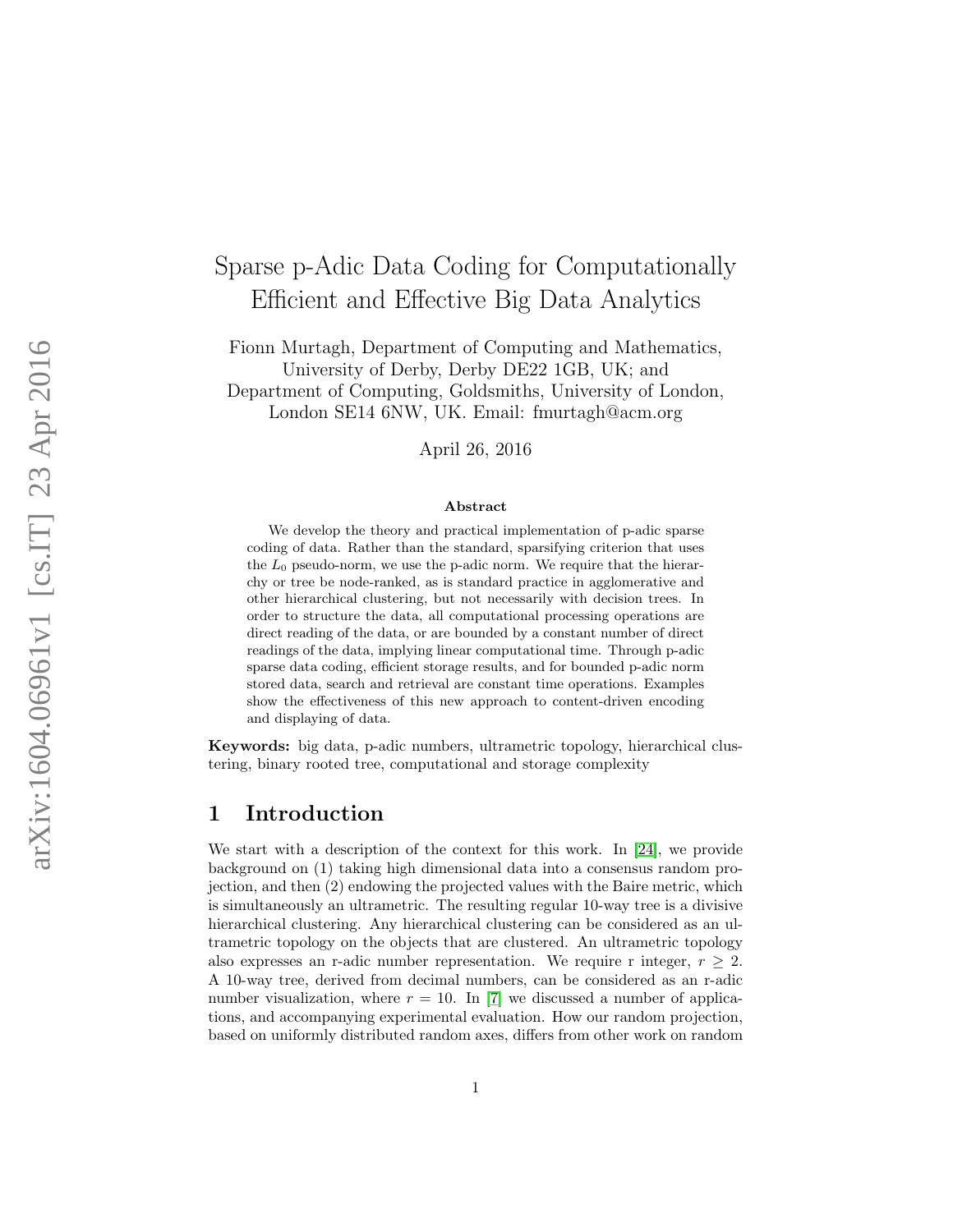# Sparse p-Adic Data Coding for Computationally Efficient and Effective Big Data Analytics

Fionn Murtagh, Department of Computing and Mathematics, University of Derby, Derby DE22 1GB, UK; and Department of Computing, Goldsmiths, University of London, London SE14 6NW, UK. Email: fmurtagh@acm.org

April 26, 2016

### Abstract

We develop the theory and practical implementation of p-adic sparse coding of data. Rather than the standard, sparsifying criterion that uses the $L_0$ pseudo-norm, we use the p-adic norm. We require that the hierarchy or tree be node-ranked, as is standard practice in agglomerative and other hierarchical clustering, but not necessarily with decision trees. In order to structure the data, all computational processing operations are direct reading of the data, or are bounded by a constant number of direct readings of the data, implying linear computational time. Through p-adic sparse data coding, efficient storage results, and for bounded p-adic norm stored data, search and retrieval are constant time operations. Examples show the effectiveness of this new approach to content-driven encoding and displaying of data.

**Keywords:** big data, p-adic numbers, ultrametric topology, hierarchical clustering, binary rooted tree, computational and storage complexity

## 1 Introduction

We start with a description of the context for this work. In [24], we provide background on (1) taking high dimensional data into a consensus random projection, and then (2) endowing the projected values with the Baire metric, which is simultaneously an ultrametric. The resulting regular 10-way tree is a divisive hierarchical clustering. Any hierarchical clustering can be considered as an ultrametric topology on the objects that are clustered. An ultrametric topology also expresses an r-adic number representation. We require r integer, $r \geq 2$. A 10-way tree, derived from decimal numbers, can be considered as an r-adic number visualization, where $r = 10$. In [7] we discussed a number of applications, and accompanying experimental evaluation. How our random projection, based on uniformly distributed random axes, differs from other work on random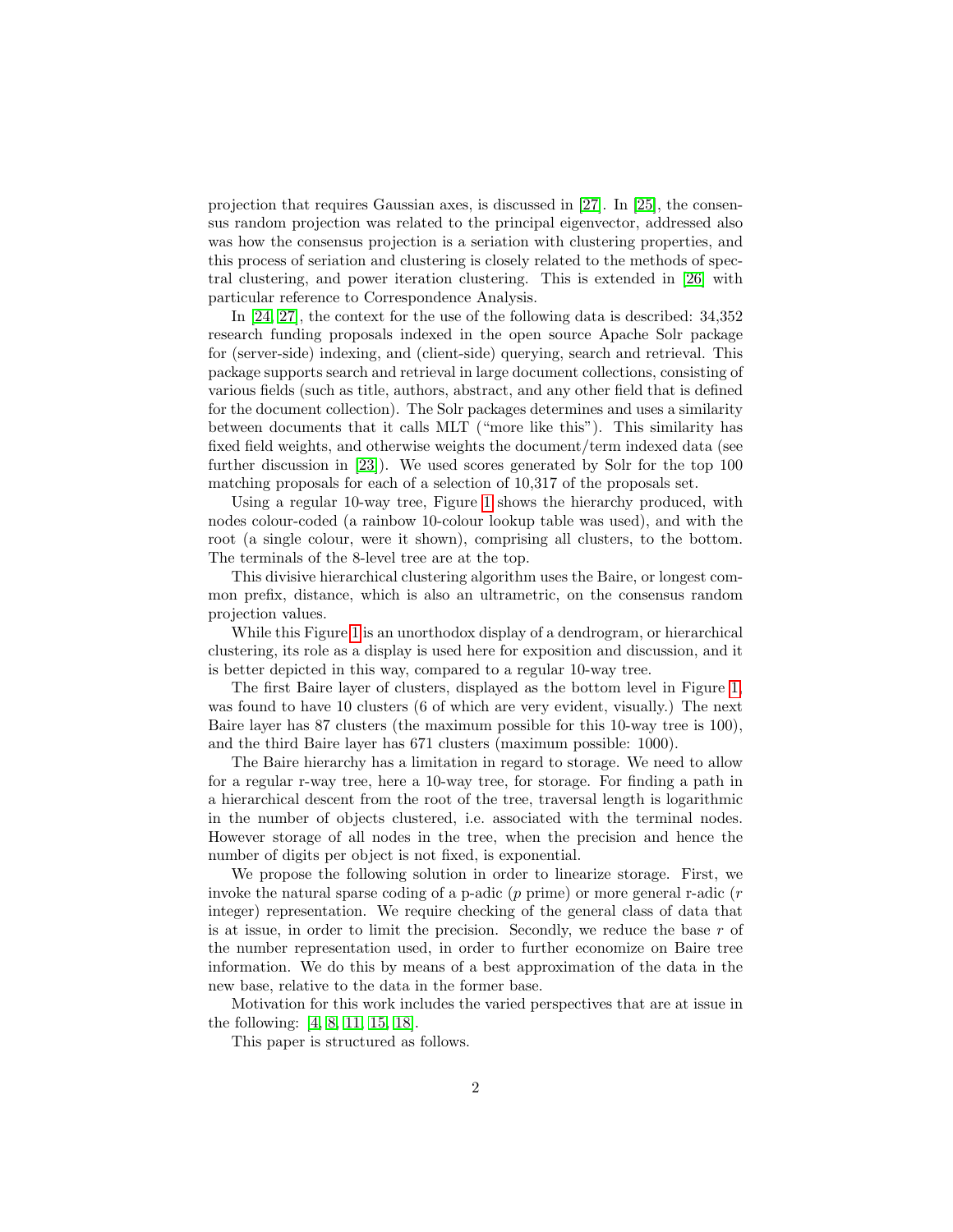projection that requires Gaussian axes, is discussed in [27]. In [25], the consensus random projection was related to the principal eigenvector, addressed also was how the consensus projection is a seriation with clustering properties, and this process of seriation and clustering is closely related to the methods of spectral clustering, and power iteration clustering. This is extended in [26] with particular reference to Correspondence Analysis.

In [24, 27], the context for the use of the following data is described: 34,352 research funding proposals indexed in the open source Apache Solr package for (server-side) indexing, and (client-side) querying, search and retrieval. This package supports search and retrieval in large document collections, consisting of various fields (such as title, authors, abstract, and any other field that is defined for the document collection). The Solr packages determines and uses a similarity between documents that it calls MLT ("more like this"). This similarity has fixed field weights, and otherwise weights the document/term indexed data (see further discussion in [23]). We used scores generated by Solr for the top 100 matching proposals for each of a selection of 10,317 of the proposals set.

Using a regular 10-way tree, Figure 1 shows the hierarchy produced, with nodes colour-coded (a rainbow 10-colour lookup table was used), and with the root (a single colour, were it shown), comprising all clusters, to the bottom. The terminals of the 8-level tree are at the top.

This divisive hierarchical clustering algorithm uses the Baire, or longest common prefix, distance, which is also an ultrametric, on the consensus random projection values.

While this Figure 1 is an unorthodox display of a dendrogram, or hierarchical clustering, its role as a display is used here for exposition and discussion, and it is better depicted in this way, compared to a regular 10-way tree.

The first Baire layer of clusters, displayed as the bottom level in Figure 1, was found to have 10 clusters (6 of which are very evident, visually.) The next Baire layer has 87 clusters (the maximum possible for this 10-way tree is 100), and the third Baire layer has 671 clusters (maximum possible: 1000).

The Baire hierarchy has a limitation in regard to storage. We need to allow for a regular r-way tree, here a 10-way tree, for storage. For finding a path in a hierarchical descent from the root of the tree, traversal length is logarithmic in the number of objects clustered, i.e. associated with the terminal nodes. However storage of all nodes in the tree, when the precision and hence the number of digits per object is not fixed, is exponential.

We propose the following solution in order to linearize storage. First, we invoke the natural sparse coding of a p-adic ($p$ prime) or more general r-adic ($r$ integer) representation. We require checking of the general class of data that is at issue, in order to limit the precision. Secondly, we reduce the base $r$ of the number representation used, in order to further economize on Baire tree information. We do this by means of a best approximation of the data in the new base, relative to the data in the former base.

Motivation for this work includes the varied perspectives that are at issue in the following: [4, 8, 11, 15, 18].

This paper is structured as follows.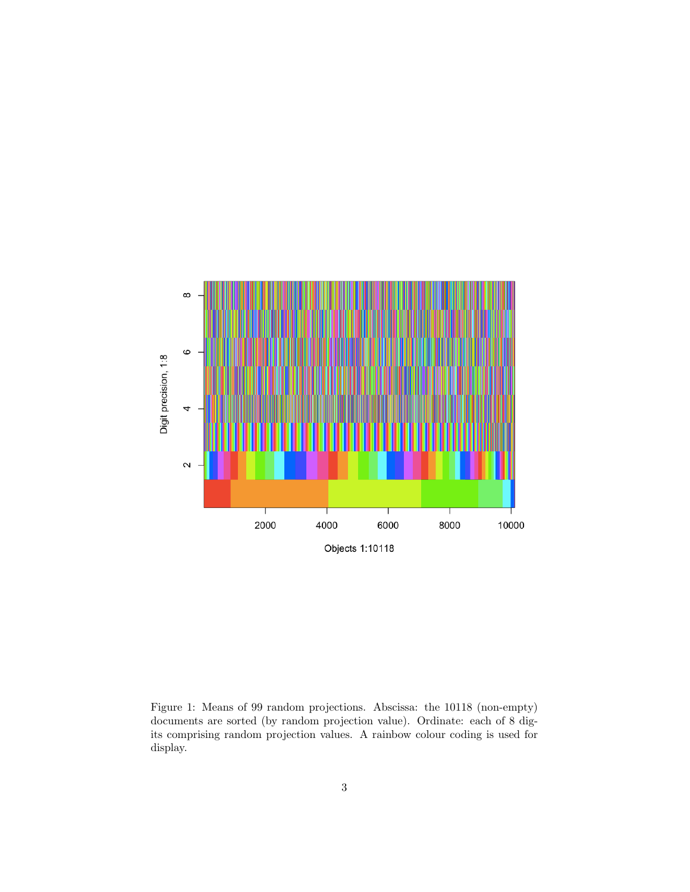Figure 1: Means of 99 random projections. Abscissa: the 10118 (non-empty) documents are sorted (by random projection value). Ordinate: each of 8 digits comprising random projection values. A rainbow colour coding is used for display.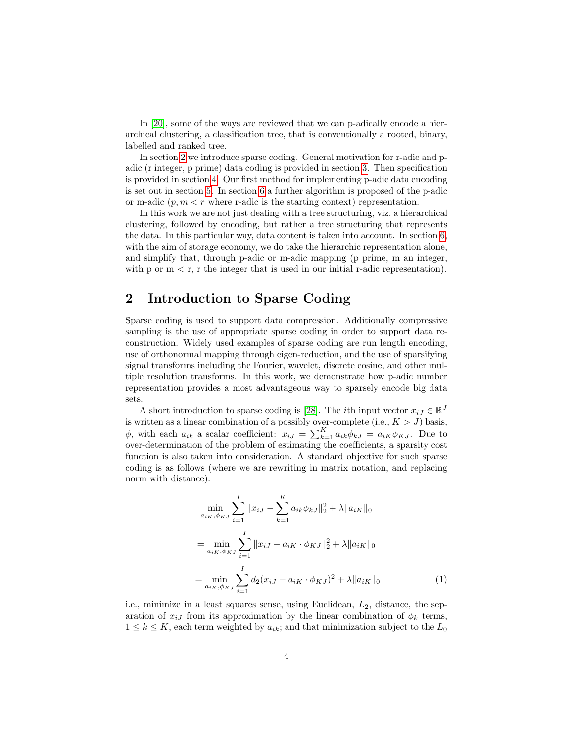In [20], some of the ways are reviewed that we can p-adically encode a hierarchical clustering, a classification tree, that is conventionally a rooted, binary, labelled and ranked tree.

In section 2 we introduce sparse coding. General motivation for r-adic and p-adic (r integer, p prime) data coding is provided in section 3. Then specification is provided in section 4. Our first method for implementing p-adic data encoding is set out in section 5. In section 6 a further algorithm is proposed of the p-adic or m-adic ($p, m < r$ where r-adic is the starting context) representation.

In this work we are not just dealing with a tree structuring, viz. a hierarchical clustering, followed by encoding, but rather a tree structuring that represents the data. In this particular way, data content is taken into account. In section 6, with the aim of storage economy, we do take the hierarchic representation alone, and simplify that, through p-adic or m-adic mapping (p prime, m an integer, with p or m < r, r the integer that is used in our initial r-adic representation).

## 2 Introduction to Sparse Coding

Sparse coding is used to support data compression. Additionally compressive sampling is the use of appropriate sparse coding in order to support data reconstruction. Widely used examples of sparse coding are run length encoding, use of orthonormal mapping through eigen-reduction, and the use of sparsifying signal transforms including the Fourier, wavelet, discrete cosine, and other multiple resolution transforms. In this work, we demonstrate how p-adic number representation provides a most advantageous way to sparsely encode big data sets.

A short introduction to sparse coding is [28]. The $i$th input vector $x_{iJ} \in \mathbb{R}^J$ is written as a linear combination of a possibly over-complete (i.e., $K > J$) basis, $\phi$, with each $a_{ik}$ a scalar coefficient: $x_{iJ} = \sum_{k=1}^{K} a_{ik}\phi_{kJ} = a_{iK}\phi_{KJ}$. Due to over-determination of the problem of estimating the coefficients, a sparsity cost function is also taken into consideration. A standard objective for such sparse coding is as follows (where we are rewriting in matrix notation, and replacing norm with distance):

$$
\begin{aligned}
&\min_{a_{iK},\phi_{KJ}} \sum_{i=1}^{I} \|x_{iJ} - \sum_{k=1}^{K} a_{ik}\phi_{kJ}\|_2^2 + \lambda \|a_{iK}\|_0 \\
&= \min_{a_{iK},\phi_{KJ}} \sum_{i=1}^{I} \|x_{iJ} - a_{iK} \cdot \phi_{KJ}\|_2^2 + \lambda \|a_{iK}\|_0 \\
&= \min_{a_{iK},\phi_{KJ}} \sum_{i=1}^{I} d_2(x_{iJ} - a_{iK} \cdot \phi_{KJ})^2 + \lambda \|a_{iK}\|_0 \qquad (1)
\end{aligned}
$$

i.e., minimize in a least squares sense, using Euclidean, $L_2$, distance, the separation of $x_{iJ}$ from its approximation by the linear combination of $\phi_k$ terms, $1 \leq k \leq K$, each term weighted by $a_{ik}$; and that minimization subject to the $L_0$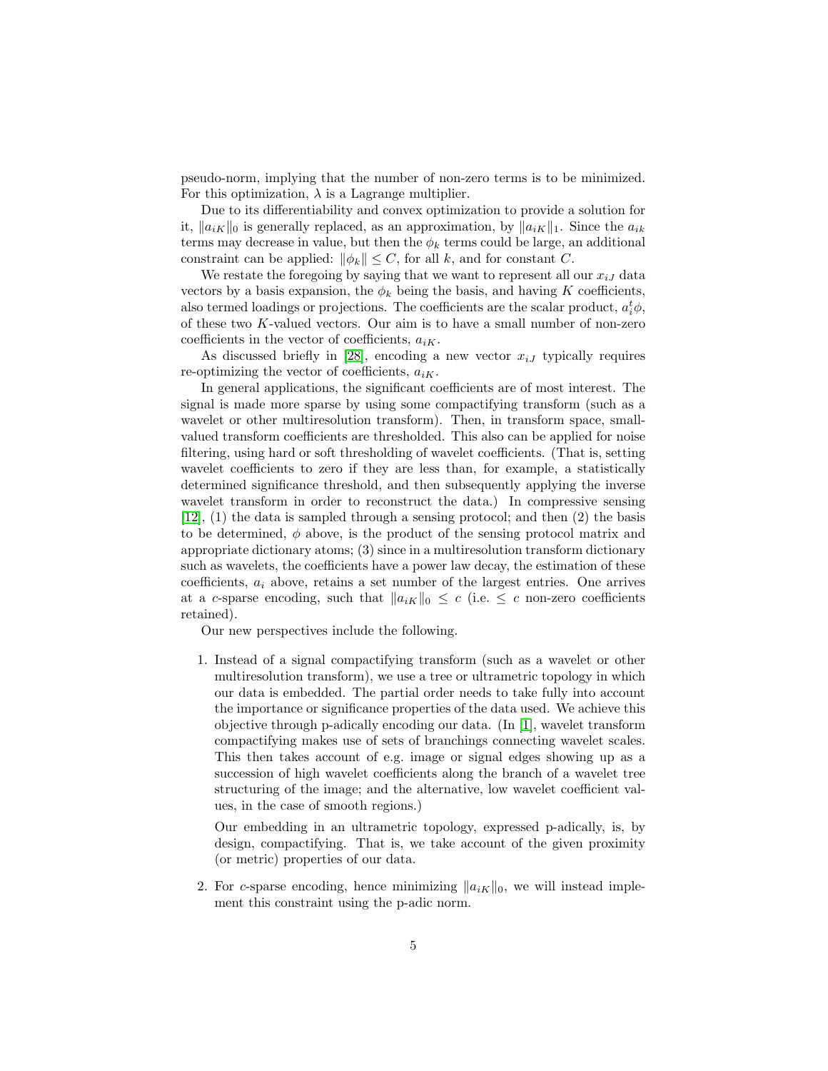pseudo-norm, implying that the number of non-zero terms is to be minimized. For this optimization, $\lambda$ is a Lagrange multiplier.

Due to its differentiability and convex optimization to provide a solution for it, $\|a_{iK}\|_0$ is generally replaced, as an approximation, by $\|a_{iK}\|_1$. Since the $a_{ik}$ terms may decrease in value, but then the $\phi_k$ terms could be large, an additional constraint can be applied: $\|\phi_k\| \leq C$, for all $k$, and for constant $C$.

We restate the foregoing by saying that we want to represent all our $x_{iJ}$ data vectors by a basis expansion, the $\phi_k$ being the basis, and having $K$ coefficients, also termed loadings or projections. The coefficients are the scalar product, $a_i^t \phi$, of these two $K$-valued vectors. Our aim is to have a small number of non-zero coefficients in the vector of coefficients, $a_{iK}$.

As discussed briefly in [28], encoding a new vector $x_{iJ}$ typically requires re-optimizing the vector of coefficients, $a_{iK}$.

In general applications, the significant coefficients are of most interest. The signal is made more sparse by using some compactifying transform (such as a wavelet or other multiresolution transform). Then, in transform space, small-valued transform coefficients are thresholded. This also can be applied for noise filtering, using hard or soft thresholding of wavelet coefficients. (That is, setting wavelet coefficients to zero if they are less than, for example, a statistically determined significance threshold, and then subsequently applying the inverse wavelet transform in order to reconstruct the data.) In compressive sensing [12], (1) the data is sampled through a sensing protocol; and then (2) the basis to be determined, $\phi$ above, is the product of the sensing protocol matrix and appropriate dictionary atoms; (3) since in a multiresolution transform dictionary such as wavelets, the coefficients have a power law decay, the estimation of these coefficients, $a_i$ above, retains a set number of the largest entries. One arrives at a $c$-sparse encoding, such that $\|a_{iK}\|_0 \leq c$ (i.e. $\leq c$ non-zero coefficients retained).

Our new perspectives include the following.

1. Instead of a signal compactifying transform (such as a wavelet or other multiresolution transform), we use a tree or ultrametric topology in which our data is embedded. The partial order needs to take fully into account the importance or significance properties of the data used. We achieve this objective through p-adically encoding our data. (In [1], wavelet transform compactifying makes use of sets of branchings connecting wavelet scales. This then takes account of e.g. image or signal edges showing up as a succession of high wavelet coefficients along the branch of a wavelet tree structuring of the image; and the alternative, low wavelet coefficient values, in the case of smooth regions.)

   Our embedding in an ultrametric topology, expressed p-adically, is, by design, compactifying. That is, we take account of the given proximity (or metric) properties of our data.

2. For $c$-sparse encoding, hence minimizing $\|a_{iK}\|_0$, we will instead implement this constraint using the p-adic norm.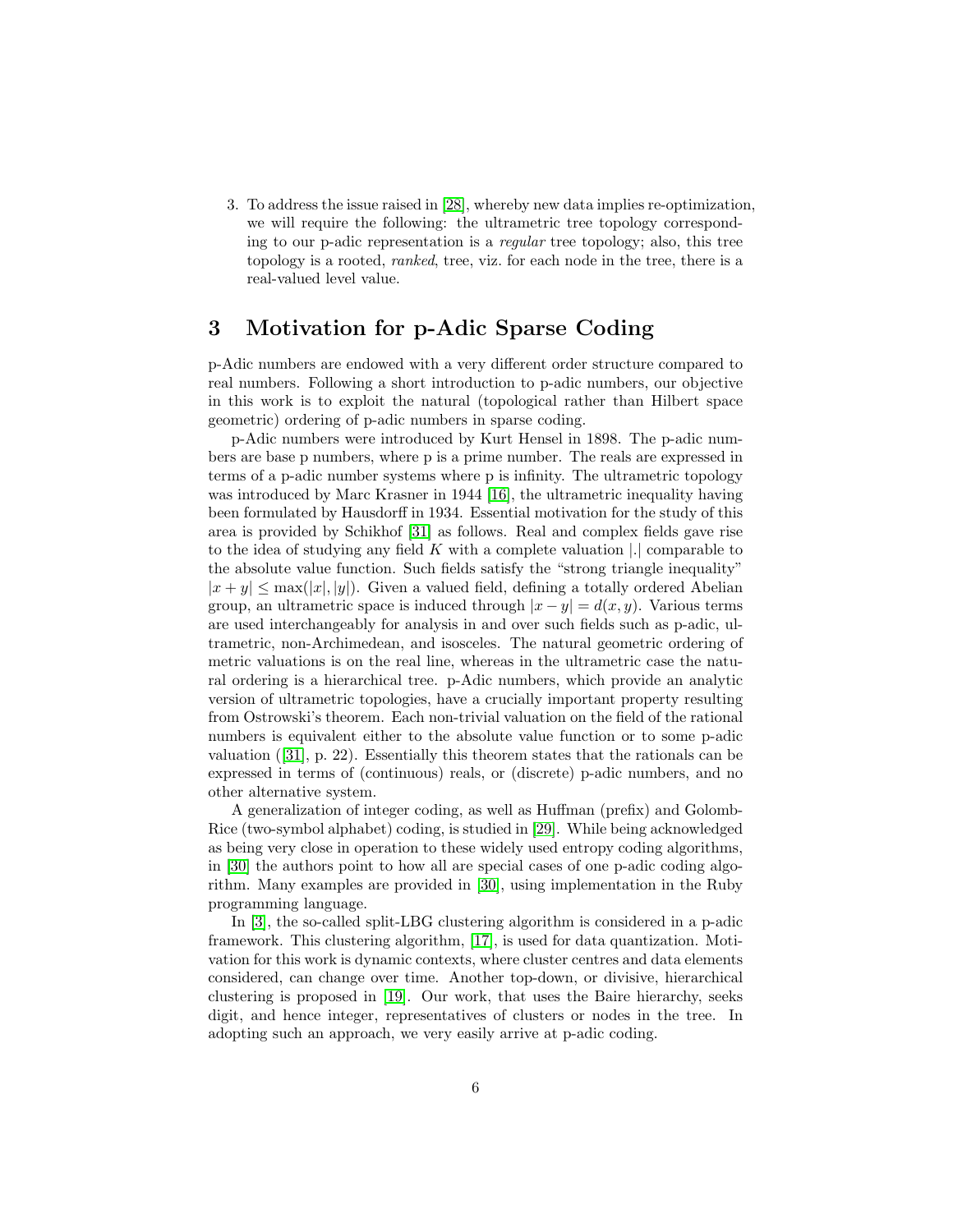3. To address the issue raised in [28], whereby new data implies re-optimization, we will require the following: the ultrametric tree topology corresponding to our p-adic representation is a *regular* tree topology; also, this tree topology is a rooted, *ranked*, tree, viz. for each node in the tree, there is a real-valued level value.

## 3 Motivation for p-Adic Sparse Coding

p-Adic numbers are endowed with a very different order structure compared to real numbers. Following a short introduction to p-adic numbers, our objective in this work is to exploit the natural (topological rather than Hilbert space geometric) ordering of p-adic numbers in sparse coding.

p-Adic numbers were introduced by Kurt Hensel in 1898. The p-adic numbers are base p numbers, where p is a prime number. The reals are expressed in terms of a p-adic number systems where p is infinity. The ultrametric topology was introduced by Marc Krasner in 1944 [16], the ultrametric inequality having been formulated by Hausdorff in 1934. Essential motivation for the study of this area is provided by Schikhof [31] as follows. Real and complex fields gave rise to the idea of studying any field $K$ with a complete valuation $|.|$ comparable to the absolute value function. Such fields satisfy the "strong triangle inequality" $|x + y| \leq \max(|x|, |y|)$. Given a valued field, defining a totally ordered Abelian group, an ultrametric space is induced through $|x - y| = d(x, y)$. Various terms are used interchangeably for analysis in and over such fields such as p-adic, ultrametric, non-Archimedean, and isosceles. The natural geometric ordering of metric valuations is on the real line, whereas in the ultrametric case the natural ordering is a hierarchical tree. p-Adic numbers, which provide an analytic version of ultrametric topologies, have a crucially important property resulting from Ostrowski's theorem. Each non-trivial valuation on the field of the rational numbers is equivalent either to the absolute value function or to some p-adic valuation ([31], p. 22). Essentially this theorem states that the rationals can be expressed in terms of (continuous) reals, or (discrete) p-adic numbers, and no other alternative system.

A generalization of integer coding, as well as Huffman (prefix) and Golomb-Rice (two-symbol alphabet) coding, is studied in [29]. While being acknowledged as being very close in operation to these widely used entropy coding algorithms, in [30] the authors point to how all are special cases of one p-adic coding algorithm. Many examples are provided in [30], using implementation in the Ruby programming language.

In [3], the so-called split-LBG clustering algorithm is considered in a p-adic framework. This clustering algorithm, [17], is used for data quantization. Motivation for this work is dynamic contexts, where cluster centres and data elements considered, can change over time. Another top-down, or divisive, hierarchical clustering is proposed in [19]. Our work, that uses the Baire hierarchy, seeks digit, and hence integer, representatives of clusters or nodes in the tree. In adopting such an approach, we very easily arrive at p-adic coding.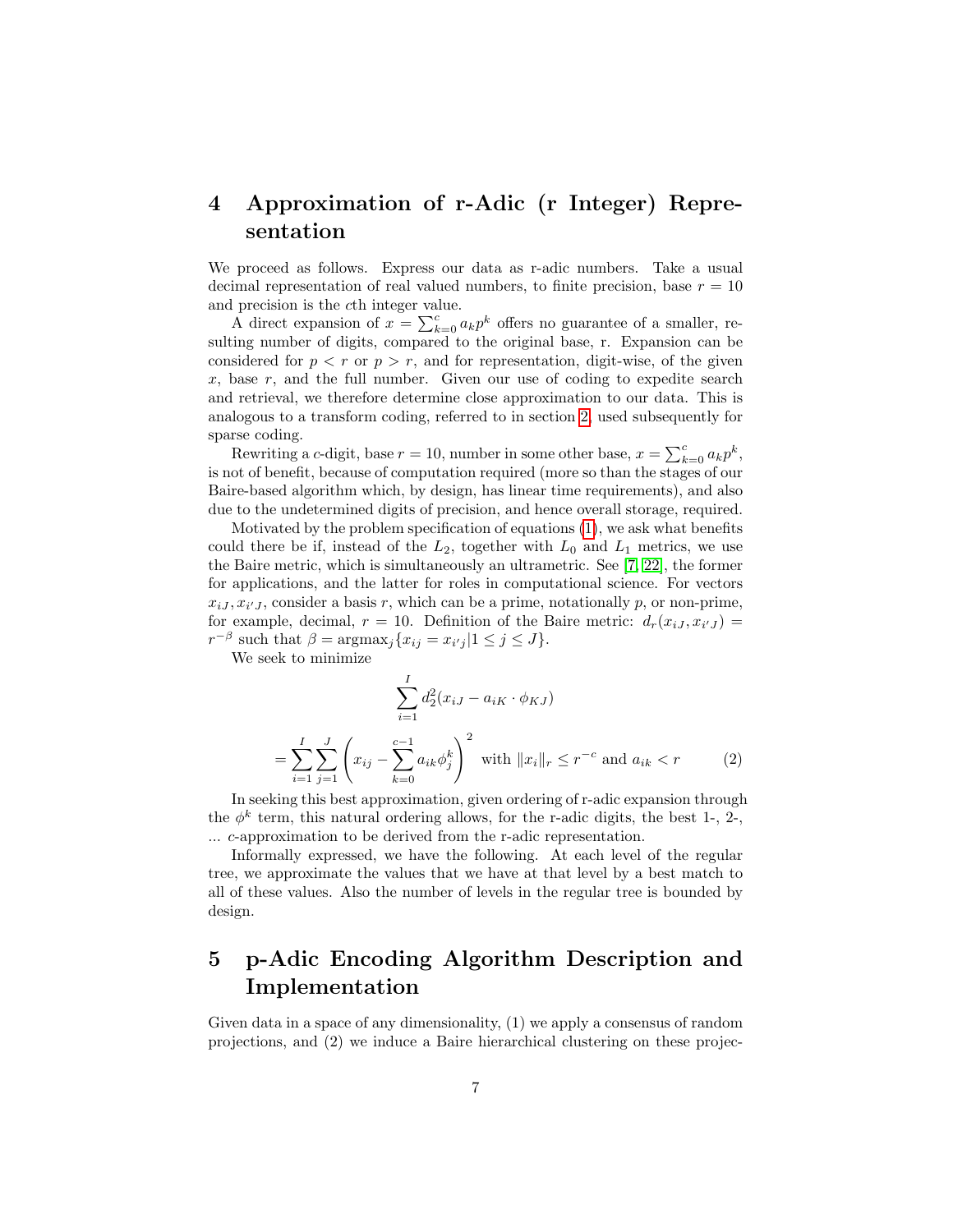# 4 Approximation of r-Adic (r Integer) Representation

We proceed as follows. Express our data as r-adic numbers. Take a usual decimal representation of real valued numbers, to finite precision, base $r = 10$ and precision is the $c$th integer value.

A direct expansion of $x = \sum_{k=0}^{c} a_k p^k$ offers no guarantee of a smaller, resulting number of digits, compared to the original base, r. Expansion can be considered for $p < r$ or $p > r$, and for representation, digit-wise, of the given $x$, base $r$, and the full number. Given our use of coding to expedite search and retrieval, we therefore determine close approximation to our data. This is analogous to a transform coding, referred to in section 2, used subsequently for sparse coding.

Rewriting a $c$-digit, base $r = 10$, number in some other base, $x = \sum_{k=0}^{c} a_k p^k$, is not of benefit, because of computation required (more so than the stages of our Baire-based algorithm which, by design, has linear time requirements), and also due to the undetermined digits of precision, and hence overall storage, required.

Motivated by the problem specification of equations (1), we ask what benefits could there be if, instead of the $L_2$, together with $L_0$ and $L_1$ metrics, we use the Baire metric, which is simultaneously an ultrametric. See [7, 22], the former for applications, and the latter for roles in computational science. For vectors $x_{iJ}, x_{i'J}$, consider a basis $r$, which can be a prime, notationally $p$, or non-prime, for example, decimal, $r = 10$. Definition of the Baire metric: $d_r(x_{iJ}, x_{i'J}) = r^{-\beta}$ such that $\beta = \text{argmax}_j \{x_{ij} = x_{i'j} | 1 \leq j \leq J\}$.

We seek to minimize

$$\sum_{i=1}^{I} d_2^2(x_{iJ} - a_{iK} \cdot \phi_{KJ})$$

$$= \sum_{i=1}^{I} \sum_{j=1}^{J} \left( x_{ij} - \sum_{k=0}^{c-1} a_{ik} \phi_j^k \right)^2 \text{ with } \|x_i\|_r \leq r^{-c} \text{ and } a_{ik} < r \qquad (2)$$

In seeking this best approximation, given ordering of r-adic expansion through the $\phi^k$ term, this natural ordering allows, for the r-adic digits, the best 1-, 2-, ... $c$-approximation to be derived from the r-adic representation.

Informally expressed, we have the following. At each level of the regular tree, we approximate the values that we have at that level by a best match to all of these values. Also the number of levels in the regular tree is bounded by design.

# 5 p-Adic Encoding Algorithm Description and Implementation

Given data in a space of any dimensionality, (1) we apply a consensus of random projections, and (2) we induce a Baire hierarchical clustering on these projec-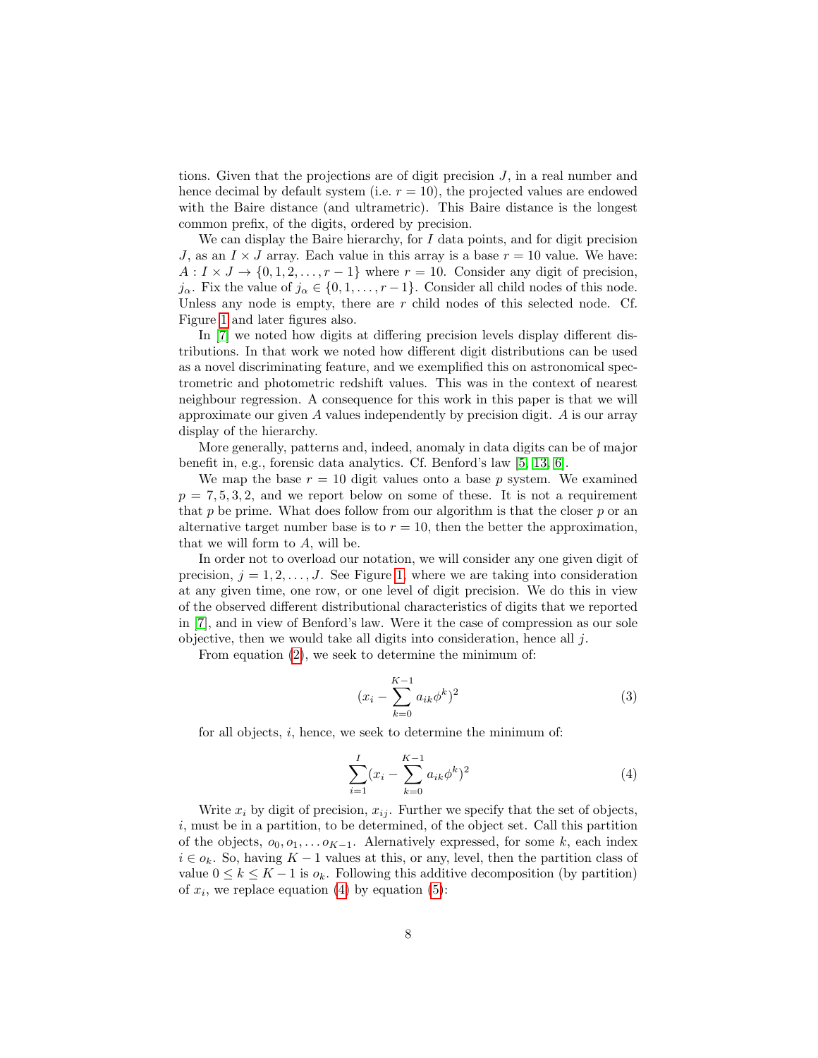tions. Given that the projections are of digit precision $J$, in a real number and hence decimal by default system (i.e. $r = 10$), the projected values are endowed with the Baire distance (and ultrametric). This Baire distance is the longest common prefix, of the digits, ordered by precision.

We can display the Baire hierarchy, for $I$ data points, and for digit precision $J$, as an $I \times J$ array. Each value in this array is a base $r = 10$ value. We have: $A : I \times J \rightarrow \{0, 1, 2, \ldots, r-1\}$ where $r = 10$. Consider any digit of precision, $j_\alpha$. Fix the value of $j_\alpha \in \{0, 1, \ldots, r-1\}$. Consider all child nodes of this node. Unless any node is empty, there are $r$ child nodes of this selected node. Cf. Figure 1 and later figures also.

In [7] we noted how digits at differing precision levels display different distributions. In that work we noted how different digit distributions can be used as a novel discriminating feature, and we exemplified this on astronomical spectrometric and photometric redshift values. This was in the context of nearest neighbour regression. A consequence for this work in this paper is that we will approximate our given $A$ values independently by precision digit. $A$ is our array display of the hierarchy.

More generally, patterns and, indeed, anomaly in data digits can be of major benefit in, e.g., forensic data analytics. Cf. Benford's law [5, 13, 6].

We map the base $r = 10$ digit values onto a base $p$ system. We examined $p = 7, 5, 3, 2$, and we report below on some of these. It is not a requirement that $p$ be prime. What does follow from our algorithm is that the closer $p$ or an alternative target number base is to $r = 10$, then the better the approximation, that we will form to $A$, will be.

In order not to overload our notation, we will consider any one given digit of precision, $j = 1, 2, \ldots, J$. See Figure 1, where we are taking into consideration at any given time, one row, or one level of digit precision. We do this in view of the observed different distributional characteristics of digits that we reported in [7], and in view of Benford's law. Were it the case of compression as our sole objective, then we would take all digits into consideration, hence all $j$.

From equation (2), we seek to determine the minimum of:

$$(x_i - \sum_{k=0}^{K-1} a_{ik}\phi^k)^2 \tag{3}$$

for all objects, $i$, hence, we seek to determine the minimum of:

$$\sum_{i=1}^{I}(x_i - \sum_{k=0}^{K-1} a_{ik}\phi^k)^2 \tag{4}$$

Write $x_i$ by digit of precision, $x_{ij}$. Further we specify that the set of objects, $i$, must be in a partition, to be determined, of the object set. Call this partition of the objects, $o_0, o_1, \ldots o_{K-1}$. Alernatively expressed, for some $k$, each index $i \in o_k$. So, having $K-1$ values at this, or any, level, then the partition class of value $0 \leq k \leq K-1$ is $o_k$. Following this additive decomposition (by partition) of $x_i$, we replace equation (4) by equation (5):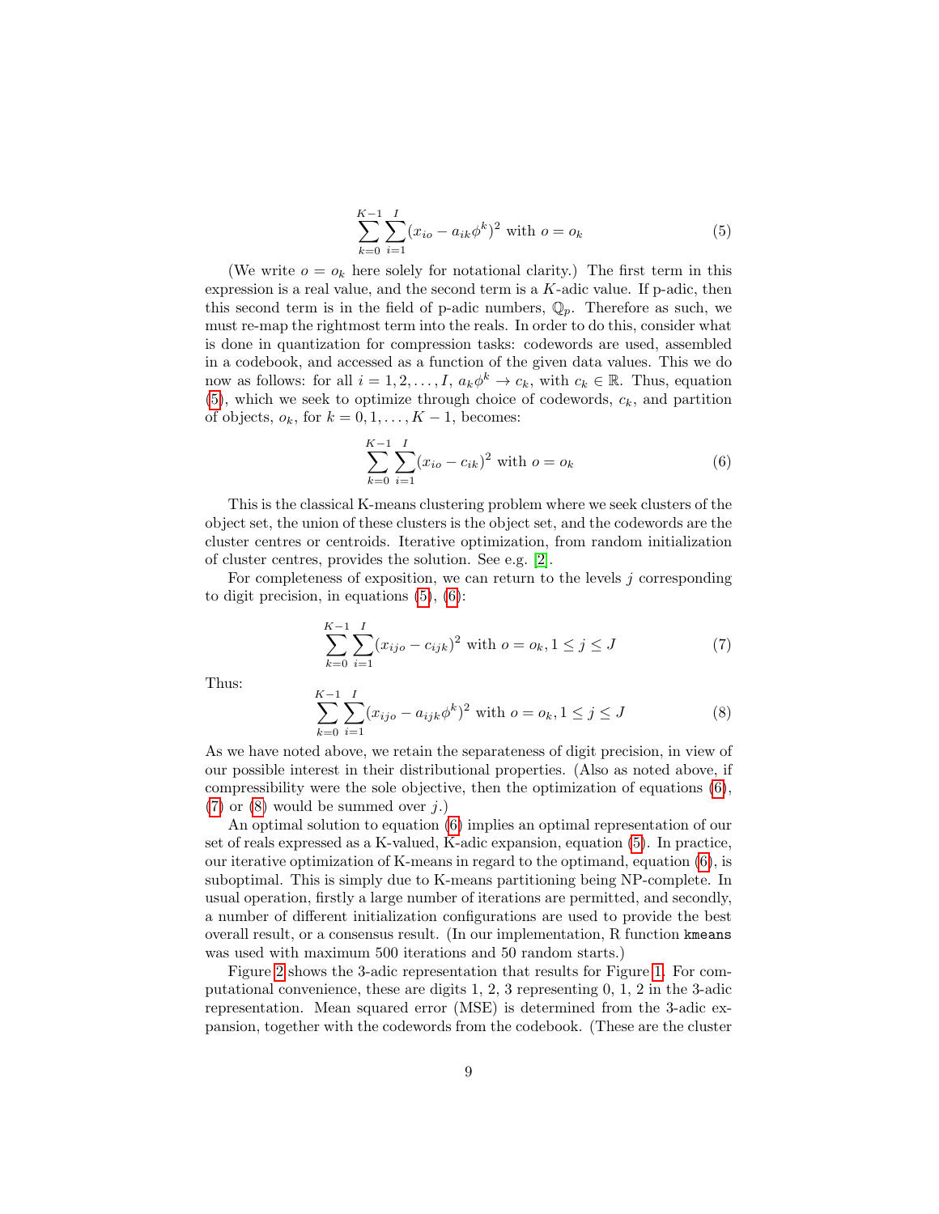$$\sum_{k=0}^{K-1} \sum_{i=1}^{I} (x_{io} - a_{ik}\phi^k)^2 \text{ with } o = o_k \tag{5}$$

(We write $o = o_k$ here solely for notational clarity.) The first term in this expression is a real value, and the second term is a $K$-adic value. If p-adic, then this second term is in the field of p-adic numbers, $\mathbb{Q}_p$. Therefore as such, we must re-map the rightmost term into the reals. In order to do this, consider what is done in quantization for compression tasks: codewords are used, assembled in a codebook, and accessed as a function of the given data values. This we do now as follows: for all $i = 1, 2, \ldots, I$, $a_k\phi^k \rightarrow c_k$, with $c_k \in \mathbb{R}$. Thus, equation (5), which we seek to optimize through choice of codewords, $c_k$, and partition of objects, $o_k$, for $k = 0, 1, \ldots, K-1$, becomes:

$$\sum_{k=0}^{K-1} \sum_{i=1}^{I} (x_{io} - c_{ik})^2 \text{ with } o = o_k \tag{6}$$

This is the classical K-means clustering problem where we seek clusters of the object set, the union of these clusters is the object set, and the codewords are the cluster centres or centroids. Iterative optimization, from random initialization of cluster centres, provides the solution. See e.g. [2].

For completeness of exposition, we can return to the levels $j$ corresponding to digit precision, in equations (5), (6):

$$\sum_{k=0}^{K-1} \sum_{i=1}^{I} (x_{ijo} - c_{ijk})^2 \text{ with } o = o_k, 1 \leq j \leq J \tag{7}$$

Thus:

$$\sum_{k=0}^{K-1} \sum_{i=1}^{I} (x_{ijo} - a_{ijk}\phi^k)^2 \text{ with } o = o_k, 1 \leq j \leq J \tag{8}$$

As we have noted above, we retain the separateness of digit precision, in view of our possible interest in their distributional properties. (Also as noted above, if compressibility were the sole objective, then the optimization of equations (6), (7) or (8) would be summed over $j$.)

An optimal solution to equation (6) implies an optimal representation of our set of reals expressed as a K-valued, K-adic expansion, equation (5). In practice, our iterative optimization of K-means in regard to the optimand, equation (6), is suboptimal. This is simply due to K-means partitioning being NP-complete. In usual operation, firstly a large number of iterations are permitted, and secondly, a number of different initialization configurations are used to provide the best overall result, or a consensus result. (In our implementation, R function `kmeans` was used with maximum 500 iterations and 50 random starts.)

Figure 2 shows the 3-adic representation that results for Figure 1. For computational convenience, these are digits 1, 2, 3 representing 0, 1, 2 in the 3-adic representation. Mean squared error (MSE) is determined from the 3-adic expansion, together with the codewords from the codebook. (These are the cluster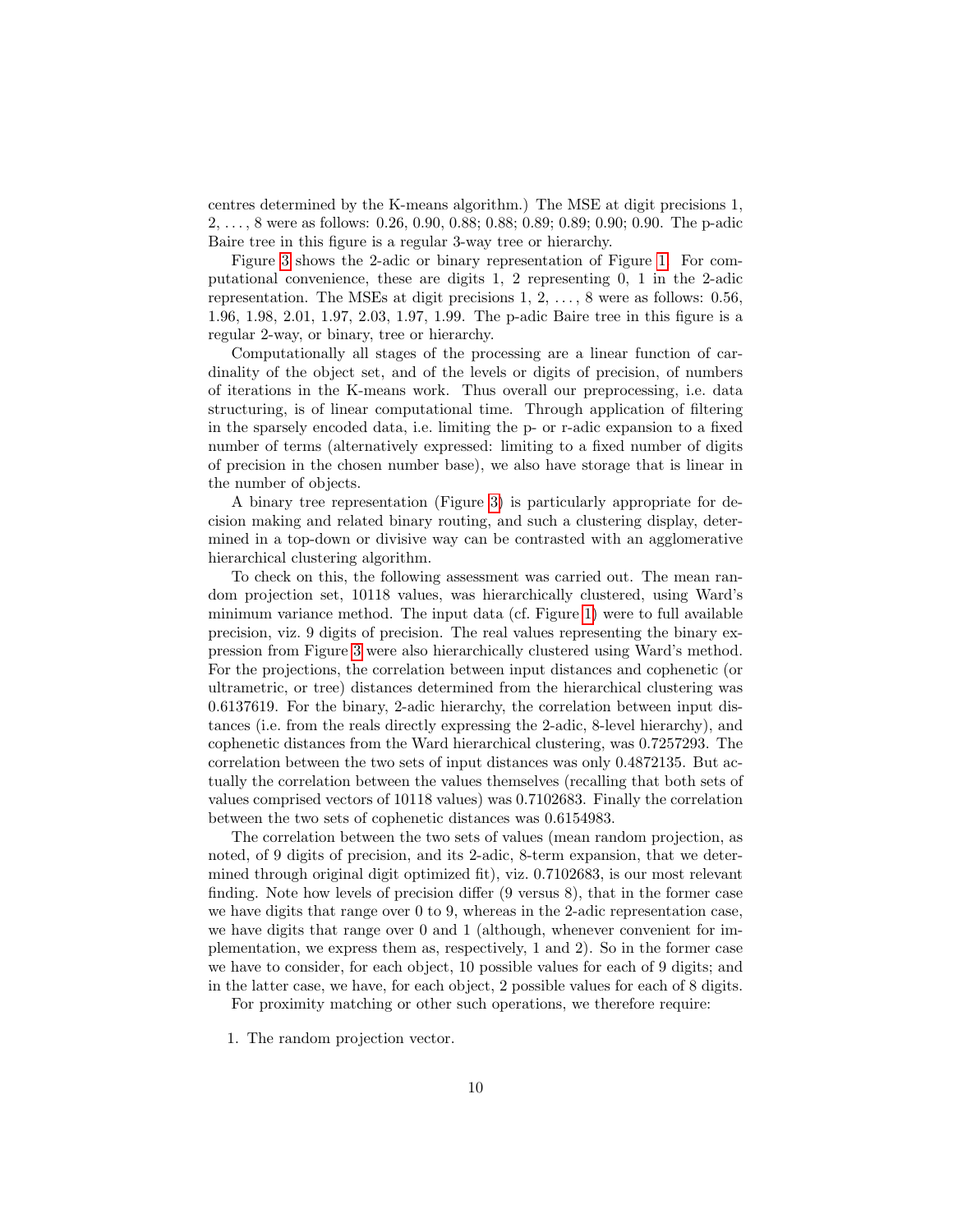centres determined by the K-means algorithm.) The MSE at digit precisions 1, 2, ..., 8 were as follows: 0.26, 0.90, 0.88; 0.88; 0.89; 0.89; 0.90; 0.90. The p-adic Baire tree in this figure is a regular 3-way tree or hierarchy.

Figure 3 shows the 2-adic or binary representation of Figure 1. For computational convenience, these are digits 1, 2 representing 0, 1 in the 2-adic representation. The MSEs at digit precisions 1, 2, ..., 8 were as follows: 0.56, 1.96, 1.98, 2.01, 1.97, 2.03, 1.97, 1.99. The p-adic Baire tree in this figure is a regular 2-way, or binary, tree or hierarchy.

Computationally all stages of the processing are a linear function of cardinality of the object set, and of the levels or digits of precision, of numbers of iterations in the K-means work. Thus overall our preprocessing, i.e. data structuring, is of linear computational time. Through application of filtering in the sparsely encoded data, i.e. limiting the p- or r-adic expansion to a fixed number of terms (alternatively expressed: limiting to a fixed number of digits of precision in the chosen number base), we also have storage that is linear in the number of objects.

A binary tree representation (Figure 3) is particularly appropriate for decision making and related binary routing, and such a clustering display, determined in a top-down or divisive way can be contrasted with an agglomerative hierarchical clustering algorithm.

To check on this, the following assessment was carried out. The mean random projection set, 10118 values, was hierarchically clustered, using Ward's minimum variance method. The input data (cf. Figure 1) were to full available precision, viz. 9 digits of precision. The real values representing the binary expression from Figure 3 were also hierarchically clustered using Ward's method. For the projections, the correlation between input distances and cophenetic (or ultrametric, or tree) distances determined from the hierarchical clustering was 0.6137619. For the binary, 2-adic hierarchy, the correlation between input distances (i.e. from the reals directly expressing the 2-adic, 8-level hierarchy), and cophenetic distances from the Ward hierarchical clustering, was 0.7257293. The correlation between the two sets of input distances was only 0.4872135. But actually the correlation between the values themselves (recalling that both sets of values comprised vectors of 10118 values) was 0.7102683. Finally the correlation between the two sets of cophenetic distances was 0.6154983.

The correlation between the two sets of values (mean random projection, as noted, of 9 digits of precision, and its 2-adic, 8-term expansion, that we determined through original digit optimized fit), viz. 0.7102683, is our most relevant finding. Note how levels of precision differ (9 versus 8), that in the former case we have digits that range over 0 to 9, whereas in the 2-adic representation case, we have digits that range over 0 and 1 (although, whenever convenient for implementation, we express them as, respectively, 1 and 2). So in the former case we have to consider, for each object, 10 possible values for each of 9 digits; and in the latter case, we have, for each object, 2 possible values for each of 8 digits.

For proximity matching or other such operations, we therefore require:

1. The random projection vector.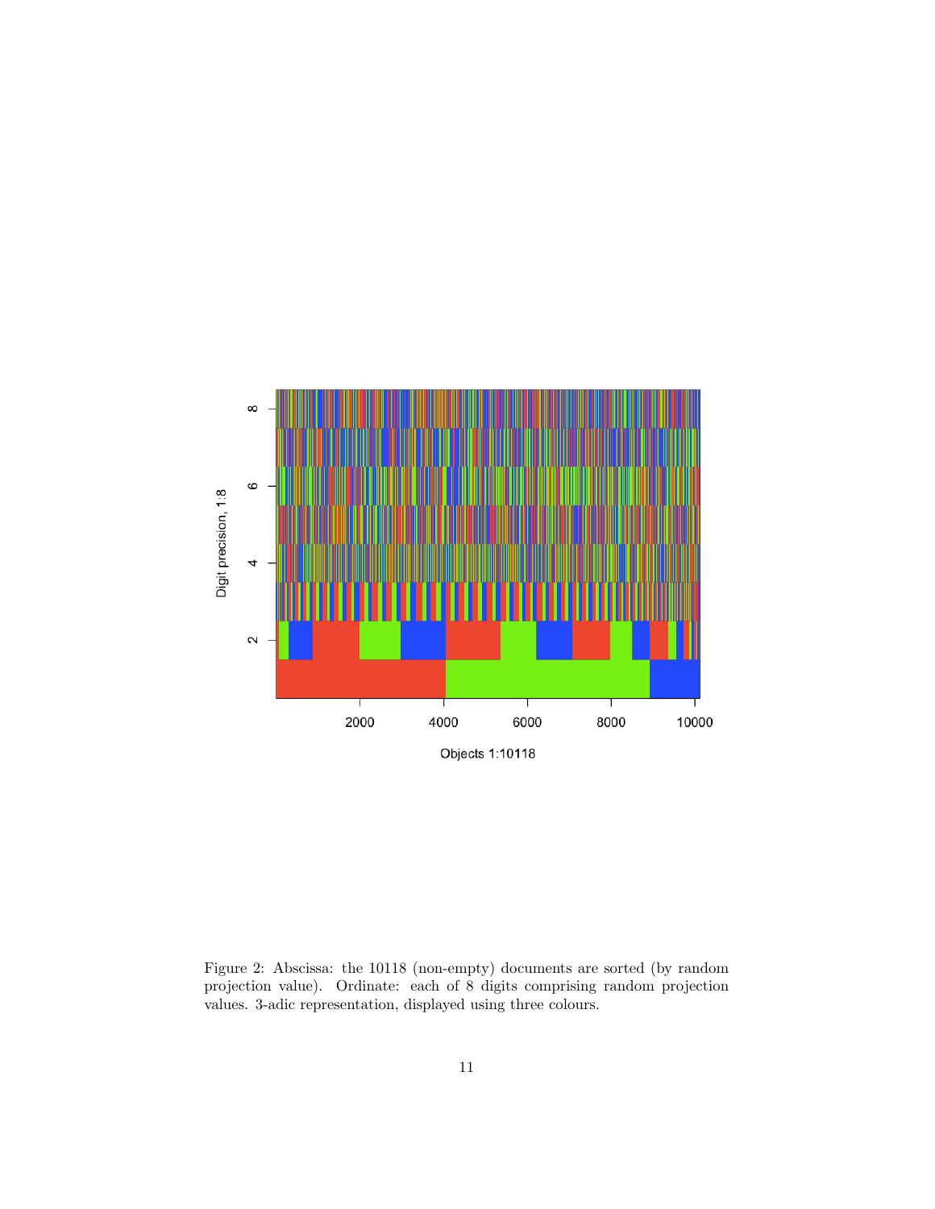Figure 2: Abscissa: the 10118 (non-empty) documents are sorted (by random projection value). Ordinate: each of 8 digits comprising random projection values. 3-adic representation, displayed using three colours.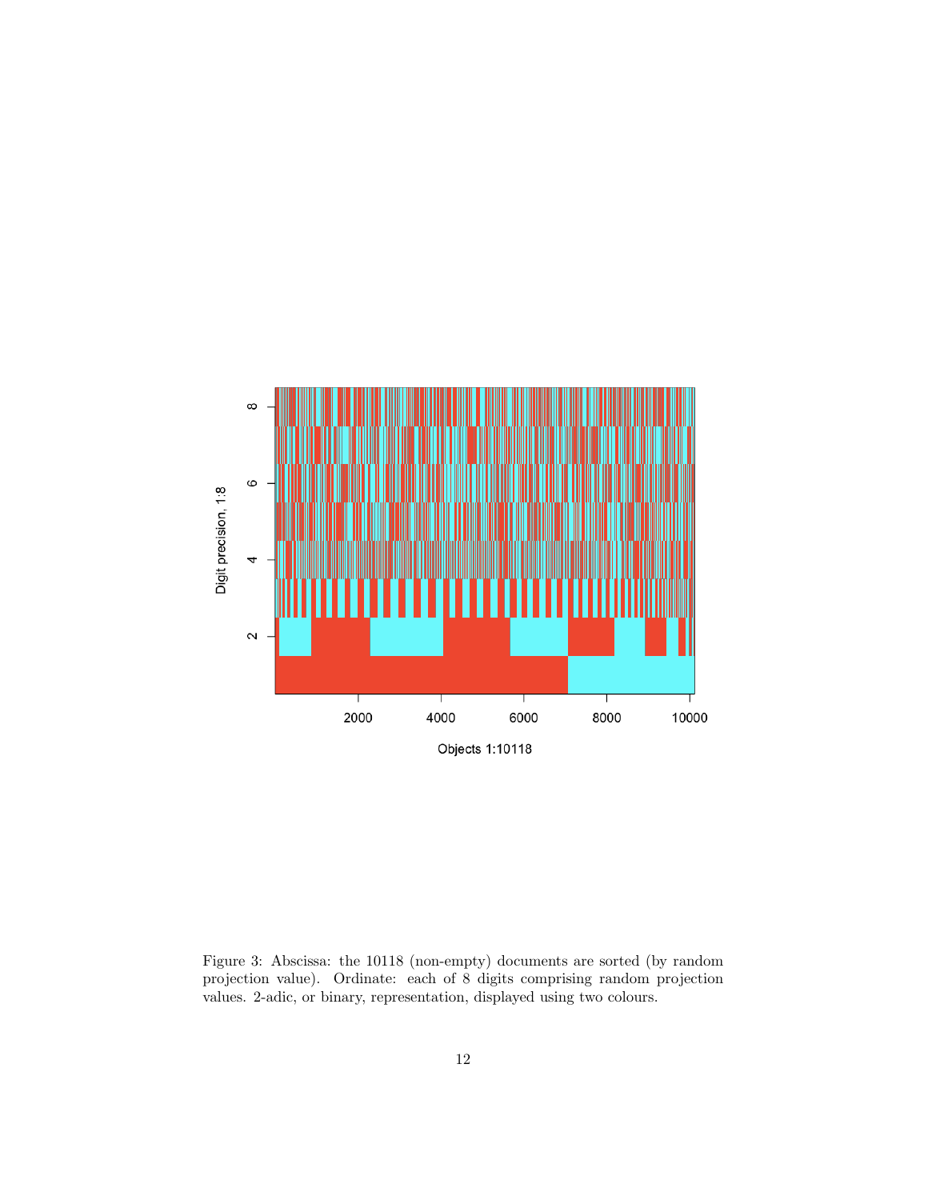Figure 3: Abscissa: the 10118 (non-empty) documents are sorted (by random projection value). Ordinate: each of 8 digits comprising random projection values. 2-adic, or binary, representation, displayed using two colours.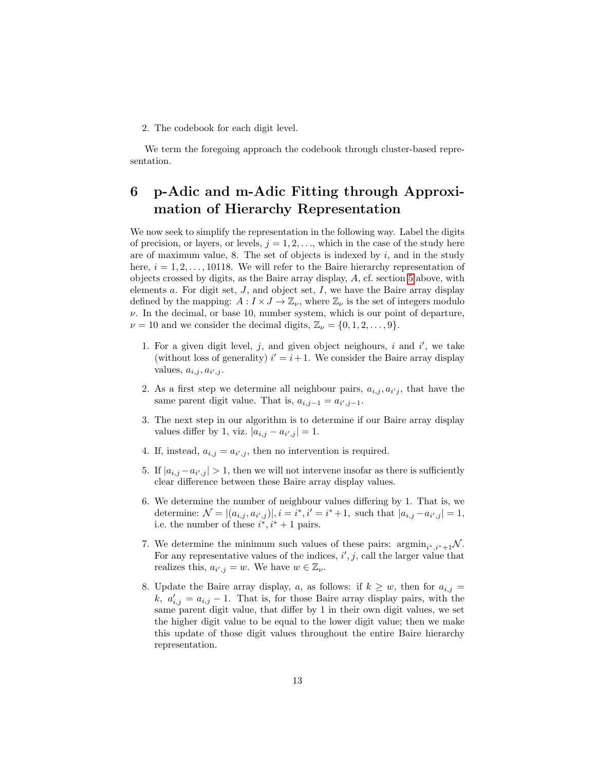2. The codebook for each digit level.

We term the foregoing approach the codebook through cluster-based representation.

# 6 p-Adic and m-Adic Fitting through Approximation of Hierarchy Representation

We now seek to simplify the representation in the following way. Label the digits of precision, or layers, or levels, $j = 1, 2, \ldots$, which in the case of the study here are of maximum value, 8. The set of objects is indexed by $i$, and in the study here, $i = 1, 2, \ldots, 10118$. We will refer to the Baire hierarchy representation of objects crossed by digits, as the Baire array display, $A$, cf. section 5 above, with elements $a$. For digit set, $J$, and object set, $I$, we have the Baire array display defined by the mapping: $A : I \times J \rightarrow \mathbb{Z}_\nu$, where $\mathbb{Z}_\nu$ is the set of integers modulo $\nu$. In the decimal, or base 10, number system, which is our point of departure, $\nu = 10$ and we consider the decimal digits, $\mathbb{Z}_\nu = \{0, 1, 2, \ldots, 9\}$.

1. For a given digit level, $j$, and given object neighours, $i$ and $i'$, we take (without loss of generality) $i' = i + 1$. We consider the Baire array display values, $a_{i,j}, a_{i',j}$.

2. As a first step we determine all neighbour pairs, $a_{i,j}, a_{i'j}$, that have the same parent digit value. That is, $a_{i,j-1} = a_{i',j-1}$.

3. The next step in our algorithm is to determine if our Baire array display values differ by 1, viz. $|a_{i,j} - a_{i',j}| = 1$.

4. If, instead, $a_{i,j} = a_{i',j}$, then no intervention is required.

5. If $|a_{i,j} - a_{i',j}| > 1$, then we will not intervene insofar as there is sufficiently clear difference between these Baire array display values.

6. We determine the number of neighbour values differing by 1. That is, we determine: $\mathcal{N} = |(a_{i,j}, a_{i',j})|, i = i^*, i' = i^* + 1,$ such that $|a_{i,j} - a_{i',j}| = 1$, i.e. the number of these $i^*, i^* + 1$ pairs.

7. We determine the minimum such values of these pairs: $\text{argmin}_{i^*, i^*+1} \mathcal{N}$. For any representative values of the indices, $i', j$, call the larger value that realizes this, $a_{i',j} = w$. We have $w \in \mathbb{Z}_\nu$.

8. Update the Baire array display, $a$, as follows: if $k \geq w$, then for $a_{i,j} = k$, $a'_{i,j} = a_{i,j} - 1$. That is, for those Baire array display pairs, with the same parent digit value, that differ by 1 in their own digit values, we set the higher digit value to be equal to the lower digit value; then we make this update of those digit values throughout the entire Baire hierarchy representation.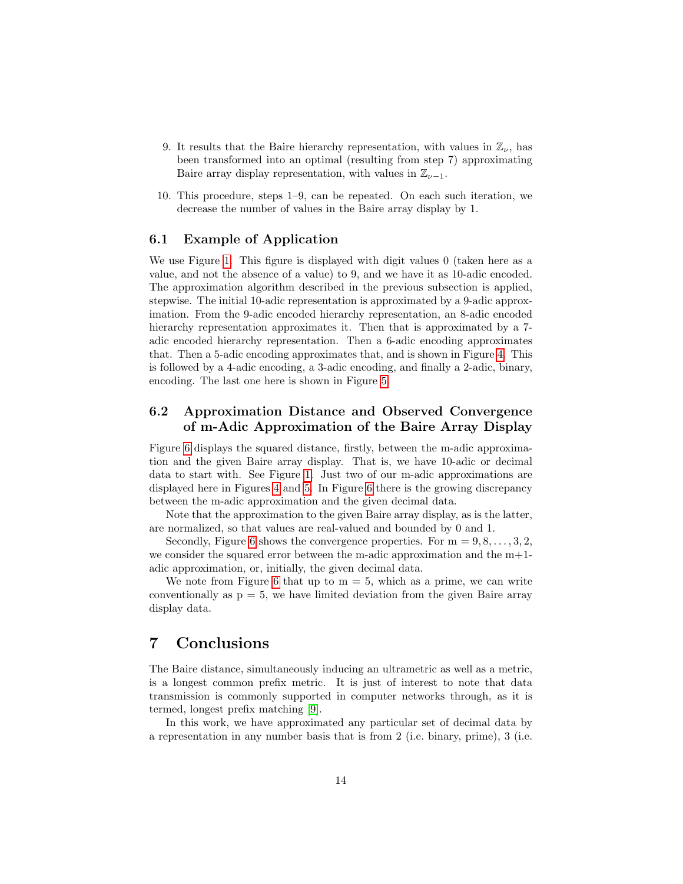9. It results that the Baire hierarchy representation, with values in $\mathbb{Z}_\nu$, has been transformed into an optimal (resulting from step 7) approximating Baire array display representation, with values in $\mathbb{Z}_{\nu-1}$.

10. This procedure, steps 1–9, can be repeated. On each such iteration, we decrease the number of values in the Baire array display by 1.

### 6.1 Example of Application

We use Figure 1. This figure is displayed with digit values 0 (taken here as a value, and not the absence of a value) to 9, and we have it as 10-adic encoded. The approximation algorithm described in the previous subsection is applied, stepwise. The initial 10-adic representation is approximated by a 9-adic approximation. From the 9-adic encoded hierarchy representation, an 8-adic encoded hierarchy representation approximates it. Then that is approximated by a 7-adic encoded hierarchy representation. Then a 6-adic encoding approximates that. Then a 5-adic encoding approximates that, and is shown in Figure 4. This is followed by a 4-adic encoding, a 3-adic encoding, and finally a 2-adic, binary, encoding. The last one here is shown in Figure 5.

### 6.2 Approximation Distance and Observed Convergence of m-Adic Approximation of the Baire Array Display

Figure 6 displays the squared distance, firstly, between the m-adic approximation and the given Baire array display. That is, we have 10-adic or decimal data to start with. See Figure 1. Just two of our m-adic approximations are displayed here in Figures 4 and 5. In Figure 6 there is the growing discrepancy between the m-adic approximation and the given decimal data.

Note that the approximation to the given Baire array display, as is the latter, are normalized, so that values are real-valued and bounded by 0 and 1.

Secondly, Figure 6 shows the convergence properties. For m $= 9, 8, \ldots, 3, 2$, we consider the squared error between the m-adic approximation and the m+1-adic approximation, or, initially, the given decimal data.

We note from Figure 6 that up to m = 5, which as a prime, we can write conventionally as p = 5, we have limited deviation from the given Baire array display data.

## 7 Conclusions

The Baire distance, simultaneously inducing an ultrametric as well as a metric, is a longest common prefix metric. It is just of interest to note that data transmission is commonly supported in computer networks through, as it is termed, longest prefix matching [9].

In this work, we have approximated any particular set of decimal data by a representation in any number basis that is from 2 (i.e. binary, prime), 3 (i.e.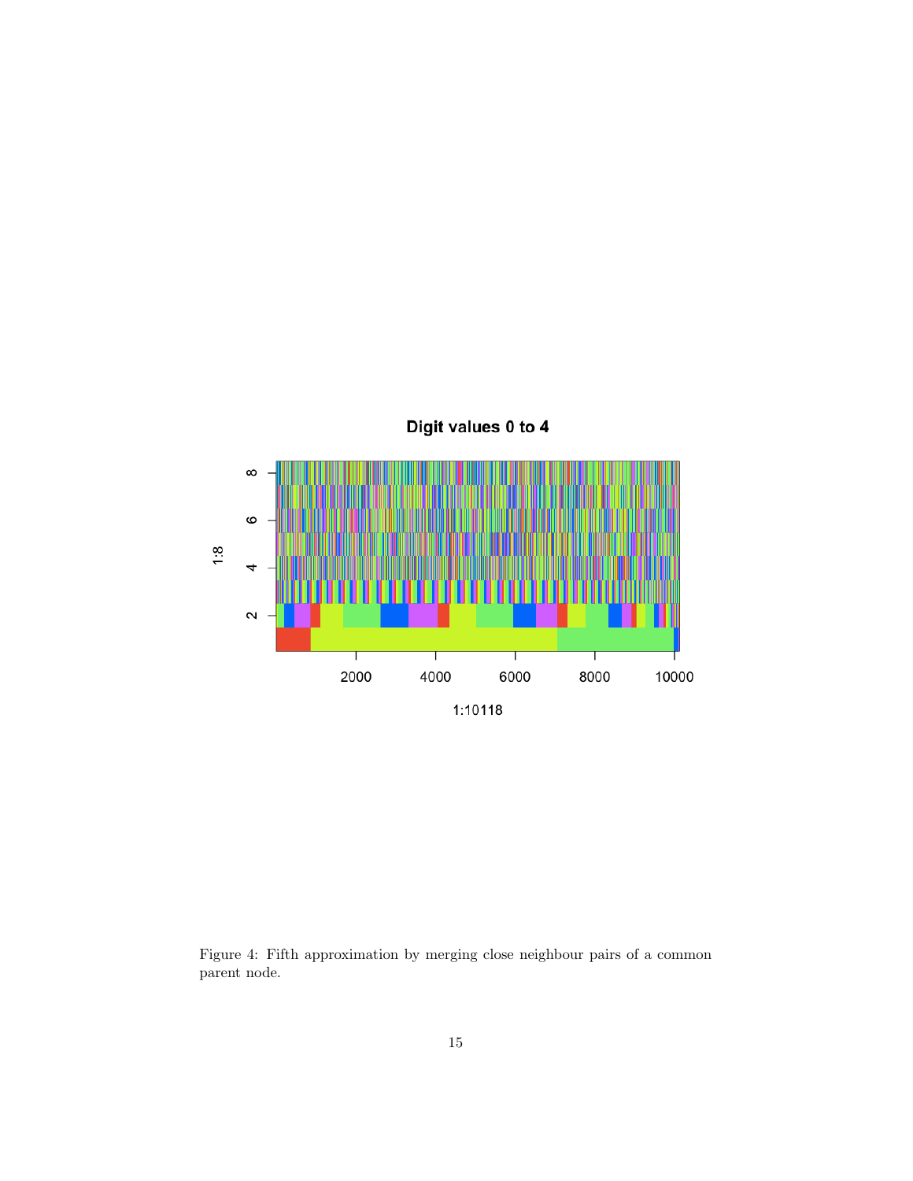Figure 4: Fifth approximation by merging close neighbour pairs of a common parent node.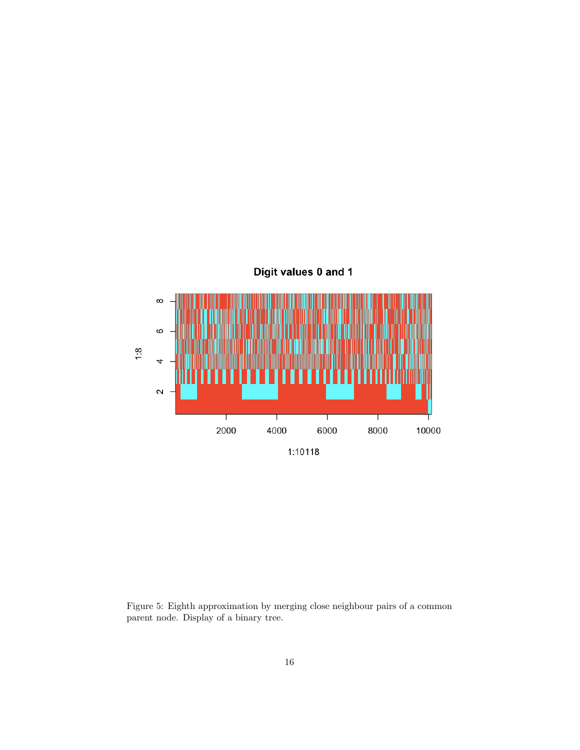Figure 5: Eighth approximation by merging close neighbour pairs of a common parent node. Display of a binary tree.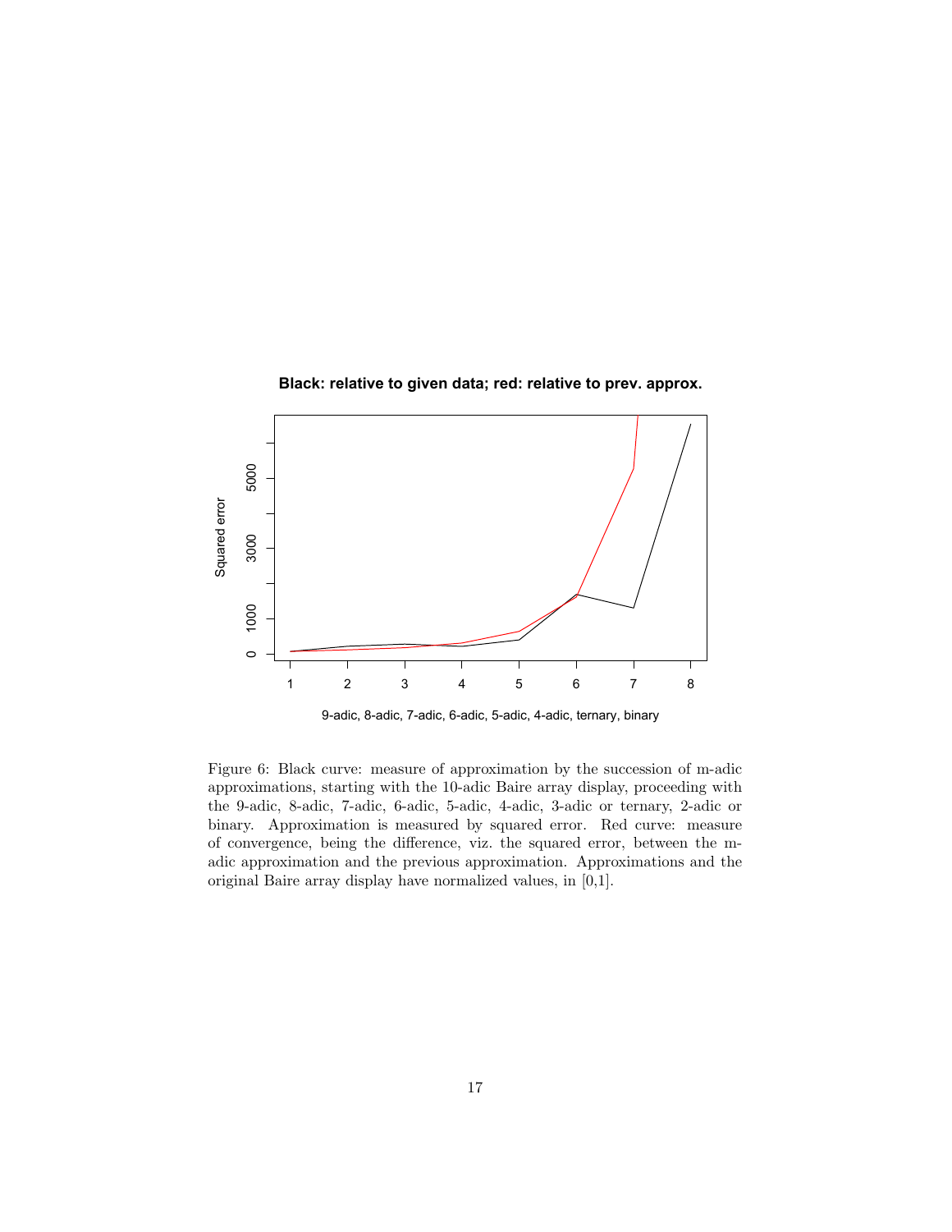Black: relative to given data; red: relative to prev. approx.

Figure 6: Black curve: measure of approximation by the succession of m-adic approximations, starting with the 10-adic Baire array display, proceeding with the 9-adic, 8-adic, 7-adic, 6-adic, 5-adic, 4-adic, 3-adic or ternary, 2-adic or binary. Approximation is measured by squared error. Red curve: measure of convergence, being the difference, viz. the squared error, between the m-adic approximation and the previous approximation. Approximations and the original Baire array display have normalized values, in [0,1].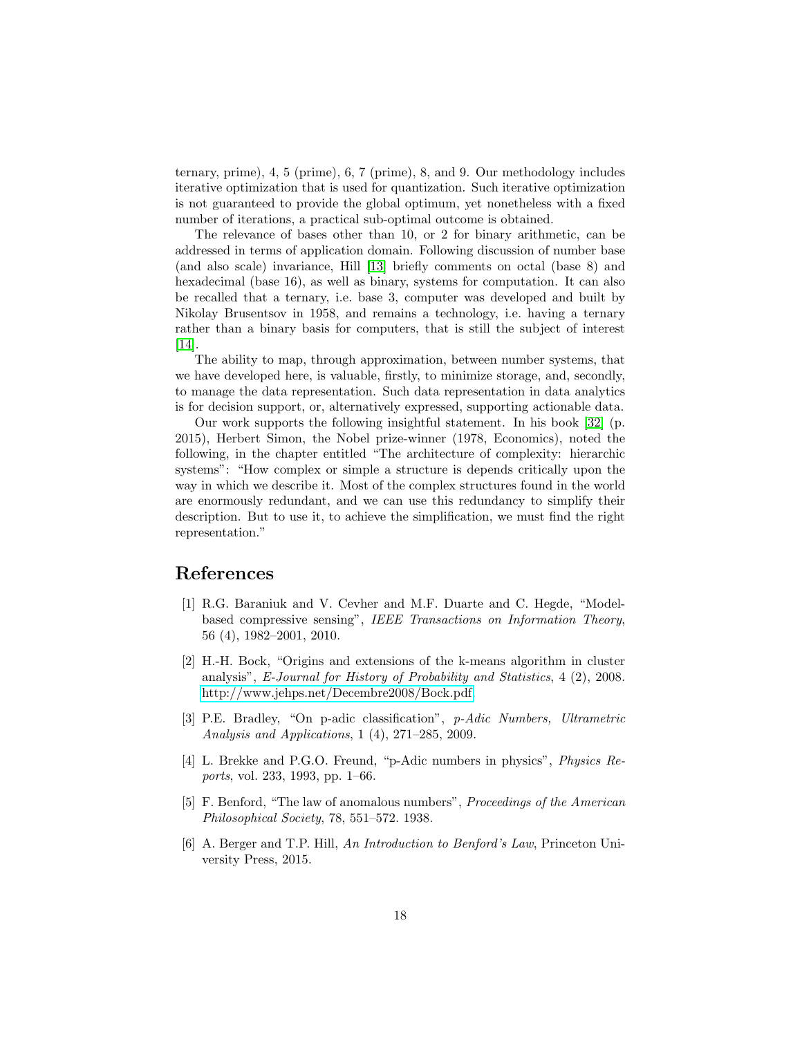ternary, prime), 4, 5 (prime), 6, 7 (prime), 8, and 9. Our methodology includes iterative optimization that is used for quantization. Such iterative optimization is not guaranteed to provide the global optimum, yet nonetheless with a fixed number of iterations, a practical sub-optimal outcome is obtained.

The relevance of bases other than 10, or 2 for binary arithmetic, can be addressed in terms of application domain. Following discussion of number base (and also scale) invariance, Hill [13] briefly comments on octal (base 8) and hexadecimal (base 16), as well as binary, systems for computation. It can also be recalled that a ternary, i.e. base 3, computer was developed and built by Nikolay Brusentsov in 1958, and remains a technology, i.e. having a ternary rather than a binary basis for computers, that is still the subject of interest [14].

The ability to map, through approximation, between number systems, that we have developed here, is valuable, firstly, to minimize storage, and, secondly, to manage the data representation. Such data representation in data analytics is for decision support, or, alternatively expressed, supporting actionable data.

Our work supports the following insightful statement. In his book [32] (p. 2015), Herbert Simon, the Nobel prize-winner (1978, Economics), noted the following, in the chapter entitled "The architecture of complexity: hierarchic systems": "How complex or simple a structure is depends critically upon the way in which we describe it. Most of the complex structures found in the world are enormously redundant, and we can use this redundancy to simplify their description. But to use it, to achieve the simplification, we must find the right representation."

## References

[1] R.G. Baraniuk and V. Cevher and M.F. Duarte and C. Hegde, "Model-based compressive sensing", *IEEE Transactions on Information Theory*, 56 (4), 1982–2001, 2010.

[2] H.-H. Bock, "Origins and extensions of the k-means algorithm in cluster analysis", *E-Journal for History of Probability and Statistics*, 4 (2), 2008. http://www.jehps.net/Decembre2008/Bock.pdf

[3] P.E. Bradley, "On p-adic classification", *p-Adic Numbers, Ultrametric Analysis and Applications*, 1 (4), 271–285, 2009.

[4] L. Brekke and P.G.O. Freund, "p-Adic numbers in physics", *Physics Reports*, vol. 233, 1993, pp. 1–66.

[5] F. Benford, "The law of anomalous numbers", *Proceedings of the American Philosophical Society*, 78, 551–572. 1938.

[6] A. Berger and T.P. Hill, *An Introduction to Benford's Law*, Princeton University Press, 2015.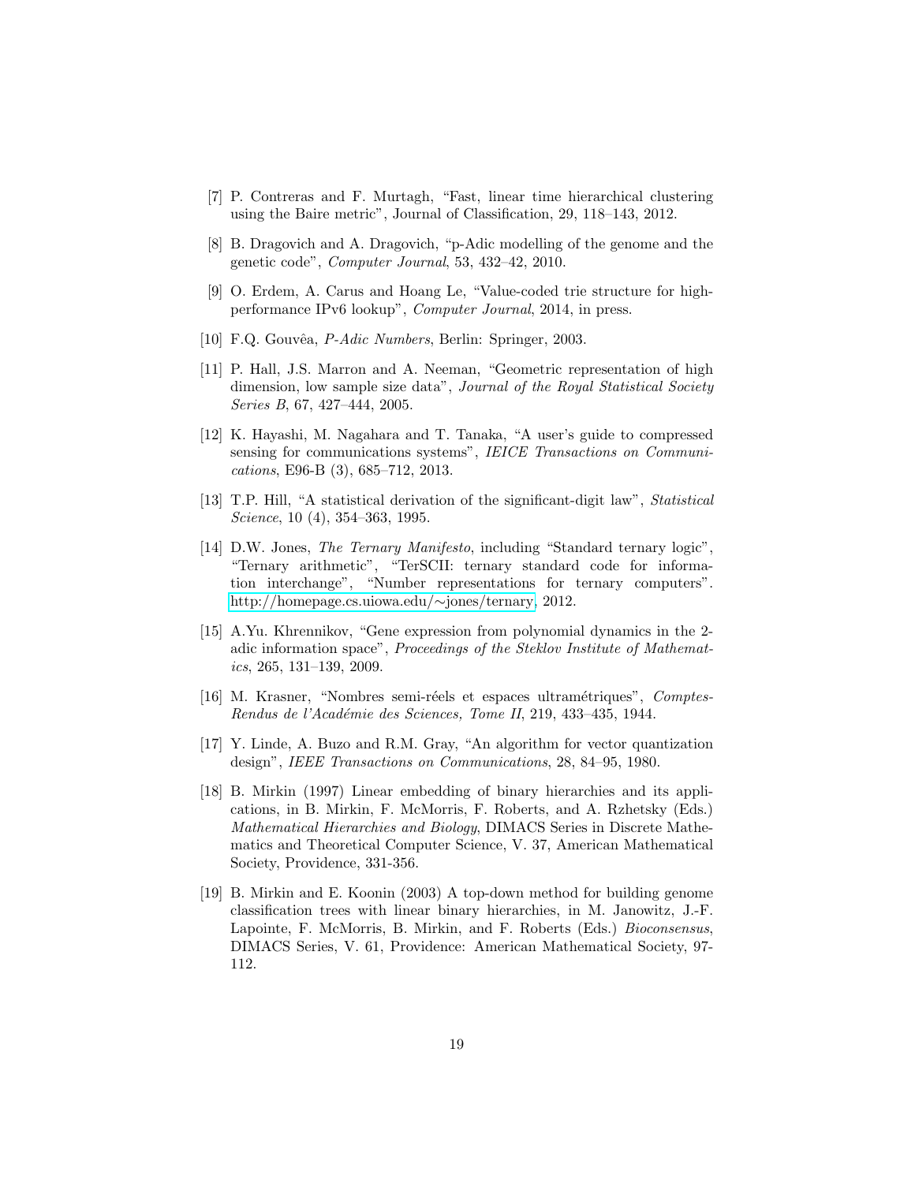[7] P. Contreras and F. Murtagh, “Fast, linear time hierarchical clustering using the Baire metric”, Journal of Classification, 29, 118–143, 2012.

[8] B. Dragovich and A. Dragovich, “p-Adic modelling of the genome and the genetic code”, *Computer Journal*, 53, 432–42, 2010.

[9] O. Erdem, A. Carus and Hoang Le, “Value-coded trie structure for high-performance IPv6 lookup”, *Computer Journal*, 2014, in press.

[10] F.Q. Gouvêa, *P-Adic Numbers*, Berlin: Springer, 2003.

[11] P. Hall, J.S. Marron and A. Neeman, “Geometric representation of high dimension, low sample size data”, *Journal of the Royal Statistical Society Series B*, 67, 427–444, 2005.

[12] K. Hayashi, M. Nagahara and T. Tanaka, “A user's guide to compressed sensing for communications systems”, *IEICE Transactions on Communications*, E96-B (3), 685–712, 2013.

[13] T.P. Hill, “A statistical derivation of the significant-digit law”, *Statistical Science*, 10 (4), 354–363, 1995.

[14] D.W. Jones, *The Ternary Manifesto*, including “Standard ternary logic”, “Ternary arithmetic”, “TerSCII: ternary standard code for information interchange”, “Number representations for ternary computers”. http://homepage.cs.uiowa.edu/∼jones/ternary, 2012.

[15] A.Yu. Khrennikov, “Gene expression from polynomial dynamics in the 2-adic information space”, *Proceedings of the Steklov Institute of Mathematics*, 265, 131–139, 2009.

[16] M. Krasner, “Nombres semi-réels et espaces ultramétriques”, *Comptes-Rendus de l'Académie des Sciences, Tome II*, 219, 433–435, 1944.

[17] Y. Linde, A. Buzo and R.M. Gray, “An algorithm for vector quantization design”, *IEEE Transactions on Communications*, 28, 84–95, 1980.

[18] B. Mirkin (1997) Linear embedding of binary hierarchies and its applications, in B. Mirkin, F. McMorris, F. Roberts, and A. Rzhetsky (Eds.) *Mathematical Hierarchies and Biology*, DIMACS Series in Discrete Mathematics and Theoretical Computer Science, V. 37, American Mathematical Society, Providence, 331-356.

[19] B. Mirkin and E. Koonin (2003) A top-down method for building genome classification trees with linear binary hierarchies, in M. Janowitz, J.-F. Lapointe, F. McMorris, B. Mirkin, and F. Roberts (Eds.) *Bioconsensus*, DIMACS Series, V. 61, Providence: American Mathematical Society, 97-112.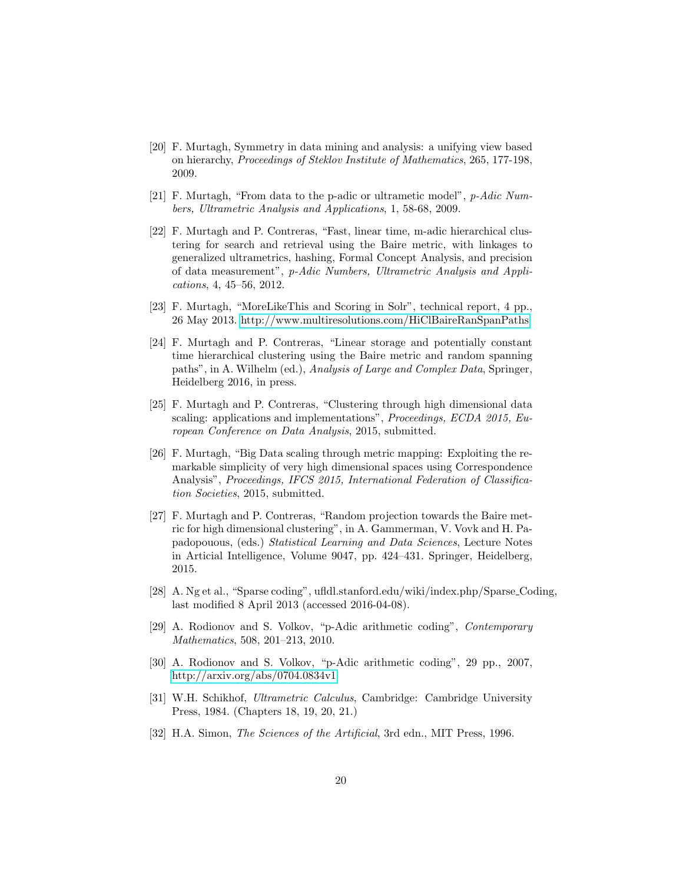[20] F. Murtagh, Symmetry in data mining and analysis: a unifying view based on hierarchy, *Proceedings of Steklov Institute of Mathematics*, 265, 177-198, 2009.

[21] F. Murtagh, "From data to the p-adic or ultrametic model", *p-Adic Numbers, Ultrametric Analysis and Applications*, 1, 58-68, 2009.

[22] F. Murtagh and P. Contreras, "Fast, linear time, m-adic hierarchical clustering for search and retrieval using the Baire metric, with linkages to generalized ultrametrics, hashing, Formal Concept Analysis, and precision of data measurement", *p-Adic Numbers, Ultrametric Analysis and Applications*, 4, 45–56, 2012.

[23] F. Murtagh, "MoreLikeThis and Scoring in Solr", technical report, 4 pp., 26 May 2013. http://www.multiresolutions.com/HiClBaireRanSpanPaths

[24] F. Murtagh and P. Contreras, "Linear storage and potentially constant time hierarchical clustering using the Baire metric and random spanning paths", in A. Wilhelm (ed.), *Analysis of Large and Complex Data*, Springer, Heidelberg 2016, in press.

[25] F. Murtagh and P. Contreras, "Clustering through high dimensional data scaling: applications and implementations", *Proceedings, ECDA 2015, European Conference on Data Analysis*, 2015, submitted.

[26] F. Murtagh, "Big Data scaling through metric mapping: Exploiting the remarkable simplicity of very high dimensional spaces using Correspondence Analysis", *Proceedings, IFCS 2015, International Federation of Classification Societies*, 2015, submitted.

[27] F. Murtagh and P. Contreras, "Random projection towards the Baire metric for high dimensional clustering", in A. Gammerman, V. Vovk and H. Papadopouous, (eds.) *Statistical Learning and Data Sciences*, Lecture Notes in Articial Intelligence, Volume 9047, pp. 424–431. Springer, Heidelberg, 2015.

[28] A. Ng et al., "Sparse coding", ufldl.stanford.edu/wiki/index.php/Sparse_Coding, last modified 8 April 2013 (accessed 2016-04-08).

[29] A. Rodionov and S. Volkov, "p-Adic arithmetic coding", *Contemporary Mathematics*, 508, 201–213, 2010.

[30] A. Rodionov and S. Volkov, "p-Adic arithmetic coding", 29 pp., 2007, http://arxiv.org/abs/0704.0834v1

[31] W.H. Schikhof, *Ultrametric Calculus*, Cambridge: Cambridge University Press, 1984. (Chapters 18, 19, 20, 21.)

[32] H.A. Simon, *The Sciences of the Artificial*, 3rd edn., MIT Press, 1996.